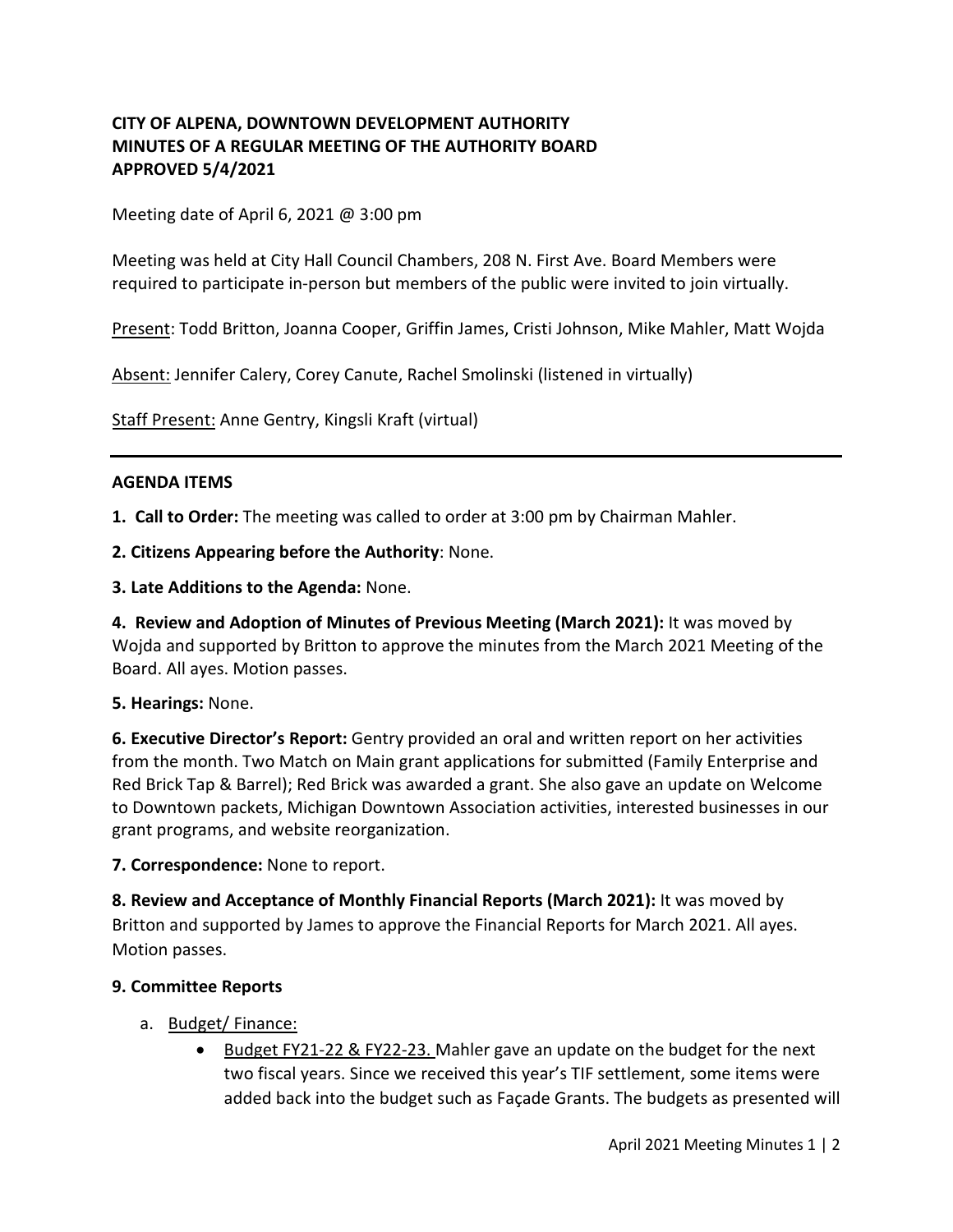**CITY OF ALPENA, DOWNTOWN DEVELOPMENT AUTHORITY**
**MINUTES OF A REGULAR MEETING OF THE AUTHORITY BOARD**
**APPROVED 5/4/2021**

Meeting date of April 6, 2021 @ 3:00 pm

Meeting was held at City Hall Council Chambers, 208 N. First Ave. Board Members were required to participate in-person but members of the public were invited to join virtually.

Present: Todd Britton, Joanna Cooper, Griffin James, Cristi Johnson, Mike Mahler, Matt Wojda

Absent: Jennifer Calery, Corey Canute, Rachel Smolinski (listened in virtually)

Staff Present: Anne Gentry, Kingsli Kraft (virtual)

---

**AGENDA ITEMS**

**1. Call to Order:** The meeting was called to order at 3:00 pm by Chairman Mahler.

**2. Citizens Appearing before the Authority**: None.

**3. Late Additions to the Agenda:** None.

**4. Review and Adoption of Minutes of Previous Meeting (March 2021):** It was moved by Wojda and supported by Britton to approve the minutes from the March 2021 Meeting of the Board. All ayes. Motion passes.

**5. Hearings:** None.

**6. Executive Director's Report:** Gentry provided an oral and written report on her activities from the month. Two Match on Main grant applications for submitted (Family Enterprise and Red Brick Tap & Barrel); Red Brick was awarded a grant. She also gave an update on Welcome to Downtown packets, Michigan Downtown Association activities, interested businesses in our grant programs, and website reorganization.

**7. Correspondence:** None to report.

**8. Review and Acceptance of Monthly Financial Reports (March 2021):** It was moved by Britton and supported by James to approve the Financial Reports for March 2021. All ayes. Motion passes.

**9. Committee Reports**

a. Budget/ Finance:
   - Budget FY21-22 & FY22-23. Mahler gave an update on the budget for the next two fiscal years. Since we received this year's TIF settlement, some items were added back into the budget such as Façade Grants. The budgets as presented will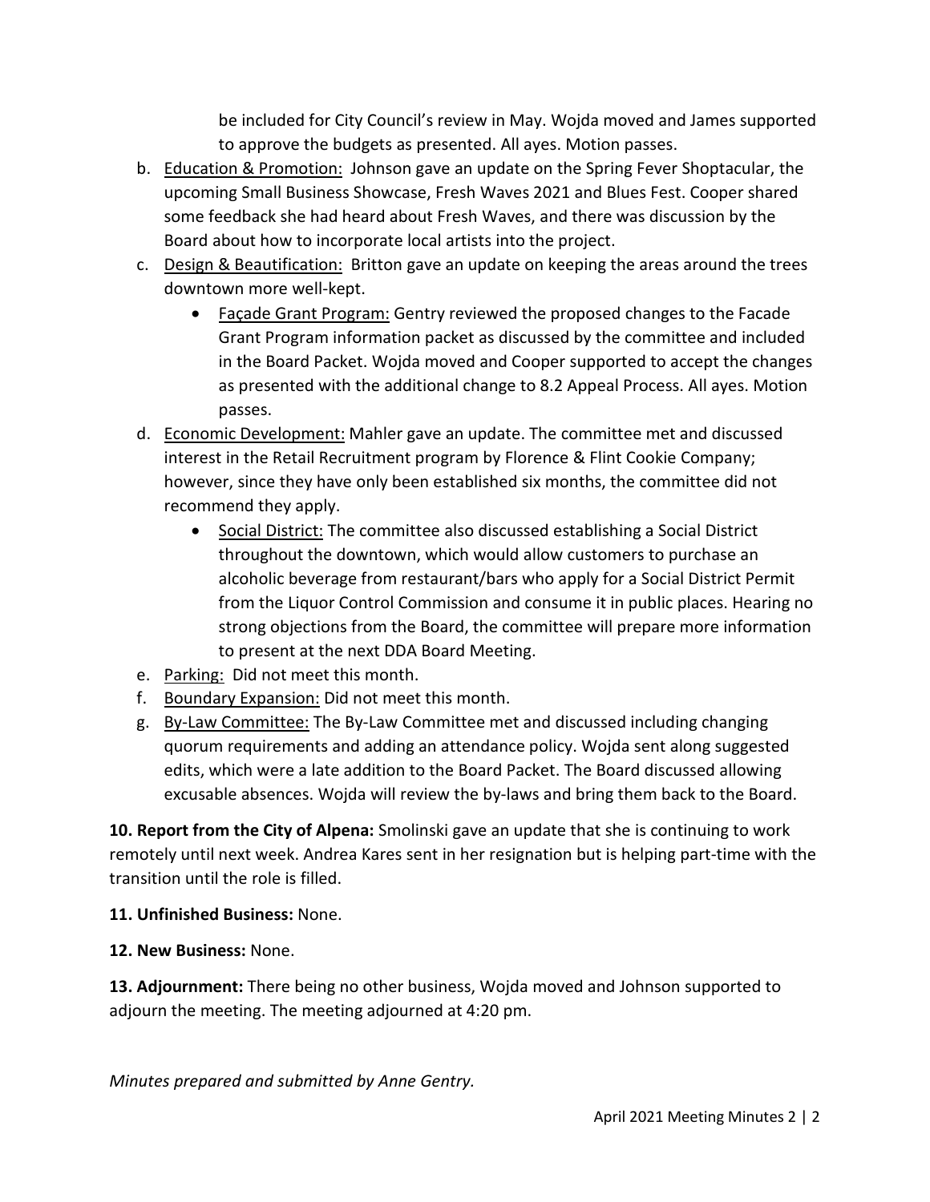be included for City Council's review in May. Wojda moved and James supported to approve the budgets as presented. All ayes. Motion passes.

b. Education & Promotion: Johnson gave an update on the Spring Fever Shoptacular, the upcoming Small Business Showcase, Fresh Waves 2021 and Blues Fest. Cooper shared some feedback she had heard about Fresh Waves, and there was discussion by the Board about how to incorporate local artists into the project.
c. Design & Beautification: Britton gave an update on keeping the areas around the trees downtown more well-kept.
   - Façade Grant Program: Gentry reviewed the proposed changes to the Facade Grant Program information packet as discussed by the committee and included in the Board Packet. Wojda moved and Cooper supported to accept the changes as presented with the additional change to 8.2 Appeal Process. All ayes. Motion passes.
d. Economic Development: Mahler gave an update. The committee met and discussed interest in the Retail Recruitment program by Florence & Flint Cookie Company; however, since they have only been established six months, the committee did not recommend they apply.
   - Social District: The committee also discussed establishing a Social District throughout the downtown, which would allow customers to purchase an alcoholic beverage from restaurant/bars who apply for a Social District Permit from the Liquor Control Commission and consume it in public places. Hearing no strong objections from the Board, the committee will prepare more information to present at the next DDA Board Meeting.
e. Parking: Did not meet this month.
f. Boundary Expansion: Did not meet this month.
g. By-Law Committee: The By-Law Committee met and discussed including changing quorum requirements and adding an attendance policy. Wojda sent along suggested edits, which were a late addition to the Board Packet. The Board discussed allowing excusable absences. Wojda will review the by-laws and bring them back to the Board.

**10. Report from the City of Alpena:** Smolinski gave an update that she is continuing to work remotely until next week. Andrea Kares sent in her resignation but is helping part-time with the transition until the role is filled.

**11. Unfinished Business:** None.

**12. New Business:** None.

**13. Adjournment:** There being no other business, Wojda moved and Johnson supported to adjourn the meeting. The meeting adjourned at 4:20 pm.

*Minutes prepared and submitted by Anne Gentry.*